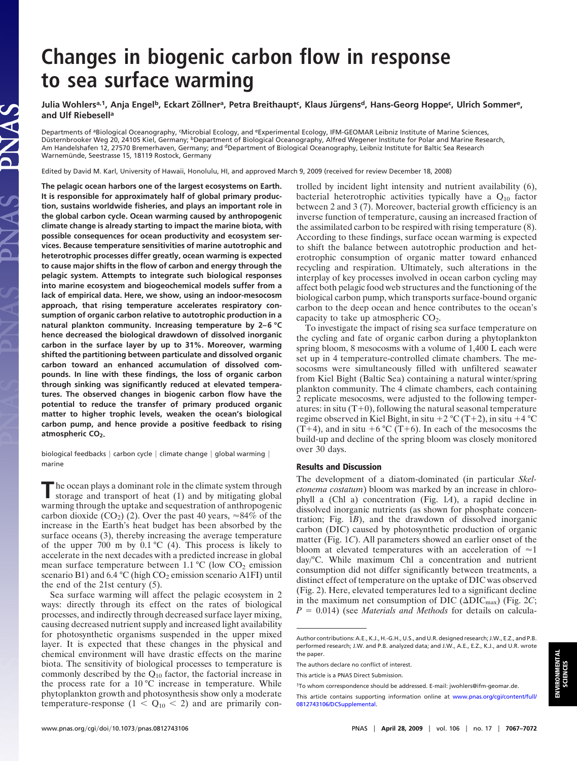# Changes in biogenic carbon flow in response to sea surface warming

Julia Wohlers[a,1], Anja Engel[b], Eckart Zöllner[a], Petra Breithaupt[c], Klaus Jürgens[d], Hans-Georg Hoppe[c], Ulrich Sommer[e], and Ulf Riebesell[a]

Departments of [a]Biological Oceanography, [c]Microbial Ecology, and [e]Experimental Ecology, IFM-GEOMAR Leibniz Institute of Marine Sciences, Düsternbrooker Weg 20, 24105 Kiel, Germany; [b]Department of Biological Oceanography, Alfred Wegener Institute for Polar and Marine Research, Am Handelshafen 12, 27570 Bremerhaven, Germany; and [d]Department of Biological Oceanography, Leibniz Institute for Baltic Sea Research Warnemünde, Seestrasse 15, 18119 Rostock, Germany

Edited by David M. Karl, University of Hawaii, Honolulu, HI, and approved March 9, 2009 (received for review December 18, 2008)

**The pelagic ocean harbors one of the largest ecosystems on Earth. It is responsible for approximately half of global primary production, sustains worldwide fisheries, and plays an important role in the global carbon cycle. Ocean warming caused by anthropogenic climate change is already starting to impact the marine biota, with possible consequences for ocean productivity and ecosystem services. Because temperature sensitivities of marine autotrophic and heterotrophic processes differ greatly, ocean warming is expected to cause major shifts in the flow of carbon and energy through the pelagic system. Attempts to integrate such biological responses into marine ecosystem and biogeochemical models suffer from a lack of empirical data. Here, we show, using an indoor-mesocosm approach, that rising temperature accelerates respiratory consumption of organic carbon relative to autotrophic production in a natural plankton community. Increasing temperature by 2–6 °C hence decreased the biological drawdown of dissolved inorganic carbon in the surface layer by up to 31%. Moreover, warming shifted the partitioning between particulate and dissolved organic carbon toward an enhanced accumulation of dissolved compounds. In line with these findings, the loss of organic carbon through sinking was significantly reduced at elevated temperatures. The observed changes in biogenic carbon flow have the potential to reduce the transfer of primary produced organic matter to higher trophic levels, weaken the ocean's biological carbon pump, and hence provide a positive feedback to rising atmospheric $CO_2$.**

biological feedbacks | carbon cycle | climate change | global warming | marine

The ocean plays a dominant role in the climate system through storage and transport of heat (1) and by mitigating global warming through the uptake and sequestration of anthropogenic carbon dioxide ($CO_2$) (2). Over the past 40 years, ≈84% of the increase in the Earth's heat budget has been absorbed by the surface oceans (3), thereby increasing the average temperature of the upper 700 m by 0.1 °C (4). This process is likely to accelerate in the next decades with a predicted increase in global mean surface temperature between 1.1 °C (low $CO_2$ emission scenario B1) and 6.4 °C (high $CO_2$ emission scenario A1FI) until the end of the 21st century (5).

Sea surface warming will affect the pelagic ecosystem in 2 ways: directly through its effect on the rates of biological processes, and indirectly through decreased surface layer mixing, causing decreased nutrient supply and increased light availability for photosynthetic organisms suspended in the upper mixed layer. It is expected that these changes in the physical and chemical environment will have drastic effects on the marine biota. The sensitivity of biological processes to temperature is commonly described by the $Q_{10}$ factor, the factorial increase in the process rate for a 10 °C increase in temperature. While phytoplankton growth and photosynthesis show only a moderate temperature-response ($1 < Q_{10} < 2$) and are primarily controlled by incident light intensity and nutrient availability (6), bacterial heterotrophic activities typically have a $Q_{10}$ factor between 2 and 3 (7). Moreover, bacterial growth efficiency is an inverse function of temperature, causing an increased fraction of the assimilated carbon to be respired with rising temperature (8). According to these findings, surface ocean warming is expected to shift the balance between autotrophic production and heterotrophic consumption of organic matter toward enhanced recycling and respiration. Ultimately, such alterations in the interplay of key processes involved in ocean carbon cycling may affect both pelagic food web structures and the functioning of the biological carbon pump, which transports surface-bound organic carbon to the deep ocean and hence contributes to the ocean's capacity to take up atmospheric $CO_2$.

To investigate the impact of rising sea surface temperature on the cycling and fate of organic carbon during a phytoplankton spring bloom, 8 mesocosms with a volume of 1,400 L each were set up in 4 temperature-controlled climate chambers. The mesocosms were simultaneously filled with unfiltered seawater from Kiel Bight (Baltic Sea) containing a natural winter/spring plankton community. The 4 climate chambers, each containing 2 replicate mesocosms, were adjusted to the following temperatures: in situ (T+0), following the natural seasonal temperature regime observed in Kiel Bight, in situ +2 °C (T+2), in situ +4 °C (T+4), and in situ +6 °C (T+6). In each of the mesocosms the build-up and decline of the spring bloom was closely monitored over 30 days.

## Results and Discussion

The development of a diatom-dominated (in particular *Skeletonema costatum*) bloom was marked by an increase in chlorophyll a (Chl a) concentration (Fig. 1*A*), a rapid decline in dissolved inorganic nutrients (as shown for phosphate concentration; Fig. 1*B*), and the drawdown of dissolved inorganic carbon (DIC) caused by photosynthetic production of organic matter (Fig. 1*C*). All parameters showed an earlier onset of the bloom at elevated temperatures with an acceleration of ≈1 day/°C. While maximum Chl a concentration and nutrient consumption did not differ significantly between treatments, a distinct effect of temperature on the uptake of DIC was observed (Fig. 2). Here, elevated temperatures led to a significant decline in the maximum net consumption of DIC ($\Delta DIC_{max}$) (Fig. 2*C*; $P = 0.014$) (see *Materials and Methods* for details on calcula-

---

Author contributions: A.E., K.J., H.-G.H., U.S., and U.R. designed research; J.W., E.Z., and P.B. performed research; J.W. and P.B. analyzed data; and J.W., A.E., E.Z., K.J., and U.R. wrote the paper.

The authors declare no conflict of interest.

This article is a PNAS Direct Submission.

[1]To whom correspondence should be addressed. E-mail: jwohlers@ifm-geomar.de.

This article contains supporting information online at www.pnas.org/cgi/content/full/0812743106/DCSupplemental.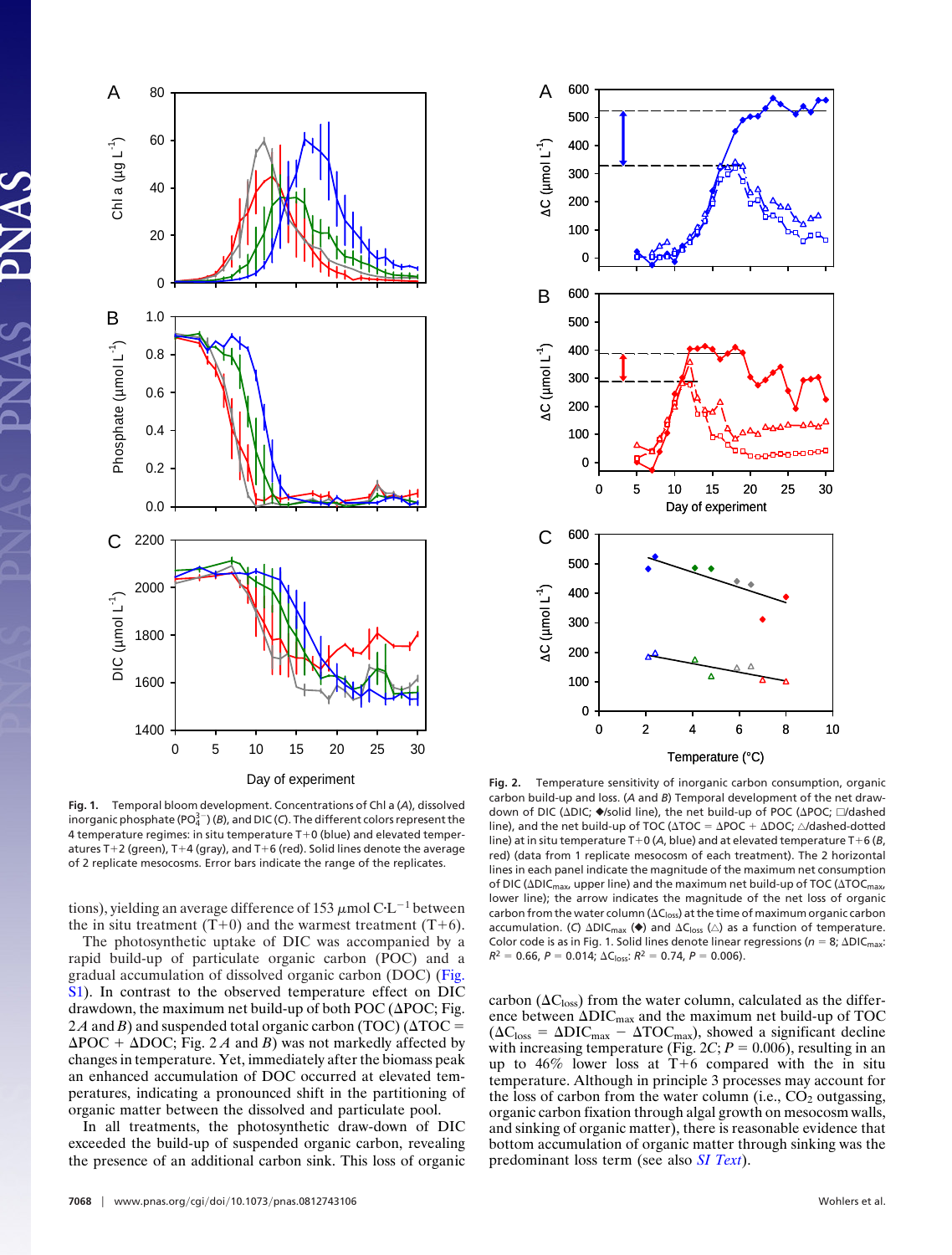**Fig. 1.** Temporal bloom development. Concentrations of Chl a (*A*), dissolved inorganic phosphate ($PO_4^{3-}$) (*B*), and DIC (*C*). The different colors represent the 4 temperature regimes: in situ temperature T+0 (blue) and elevated temperatures T+2 (green), T+4 (gray), and T+6 (red). Solid lines denote the average of 2 replicate mesocosms. Error bars indicate the range of the replicates.

**Fig. 2.** Temperature sensitivity of inorganic carbon consumption, organic carbon build-up and loss. (*A* and *B*) Temporal development of the net drawdown of DIC (ΔDIC; ◆/solid line), the net build-up of POC (ΔPOC; □/dashed line), and the net build-up of TOC (ΔTOC = ΔPOC + ΔDOC; △/dashed-dotted line) at in situ temperature T+0 (*A*, blue) and at elevated temperature T+6 (*B*, red) (data from 1 replicate mesocosm of each treatment). The 2 horizontal lines in each panel indicate the magnitude of the maximum net consumption of DIC ($\Delta DIC_{max}$, upper line) and the maximum net build-up of TOC ($\Delta TOC_{max}$, lower line); the arrow indicates the magnitude of the net loss of organic carbon from the water column ($\Delta C_{loss}$) at the time of maximum organic carbon accumulation. (*C*) $\Delta DIC_{max}$ (◆) and $\Delta C_{loss}$ (△) as a function of temperature. Color code is as in Fig. 1. Solid lines denote linear regressions ($n$ = 8; $\Delta DIC_{max}$: $R^2$ = 0.66, $P$ = 0.014; $\Delta C_{loss}$: $R^2$ = 0.74, $P$ = 0.006).

tions), yielding an average difference of 153 μmol C·L$^{-1}$ between the in situ treatment (T+0) and the warmest treatment (T+6).

The photosynthetic uptake of DIC was accompanied by a rapid build-up of particulate organic carbon (POC) and a gradual accumulation of dissolved organic carbon (DOC) (Fig. S1). In contrast to the observed temperature effect on DIC drawdown, the maximum net build-up of both POC (ΔPOC; Fig. 2 *A* and *B*) and suspended total organic carbon (TOC) (ΔTOC = ΔPOC + ΔDOC; Fig. 2 *A* and *B*) was not markedly affected by changes in temperature. Yet, immediately after the biomass peak an enhanced accumulation of DOC occurred at elevated temperatures, indicating a pronounced shift in the partitioning of organic matter between the dissolved and particulate pool.

In all treatments, the photosynthetic draw-down of DIC exceeded the build-up of suspended organic carbon, revealing the presence of an additional carbon sink. This loss of organic carbon ($\Delta C_{loss}$) from the water column, calculated as the difference between $\Delta DIC_{max}$ and the maximum net build-up of TOC ($\Delta C_{loss}$ = $\Delta DIC_{max}$ − $\Delta TOC_{max}$), showed a significant decline with increasing temperature (Fig. 2*C*; $P$ = 0.006), resulting in an up to 46% lower loss at T+6 compared with the in situ temperature. Although in principle 3 processes may account for the loss of carbon from the water column (i.e., $CO_2$ outgassing, organic carbon fixation through algal growth on mesocosm walls, and sinking of organic matter), there is reasonable evidence that bottom accumulation of organic matter through sinking was the predominant loss term (see also *SI Text*).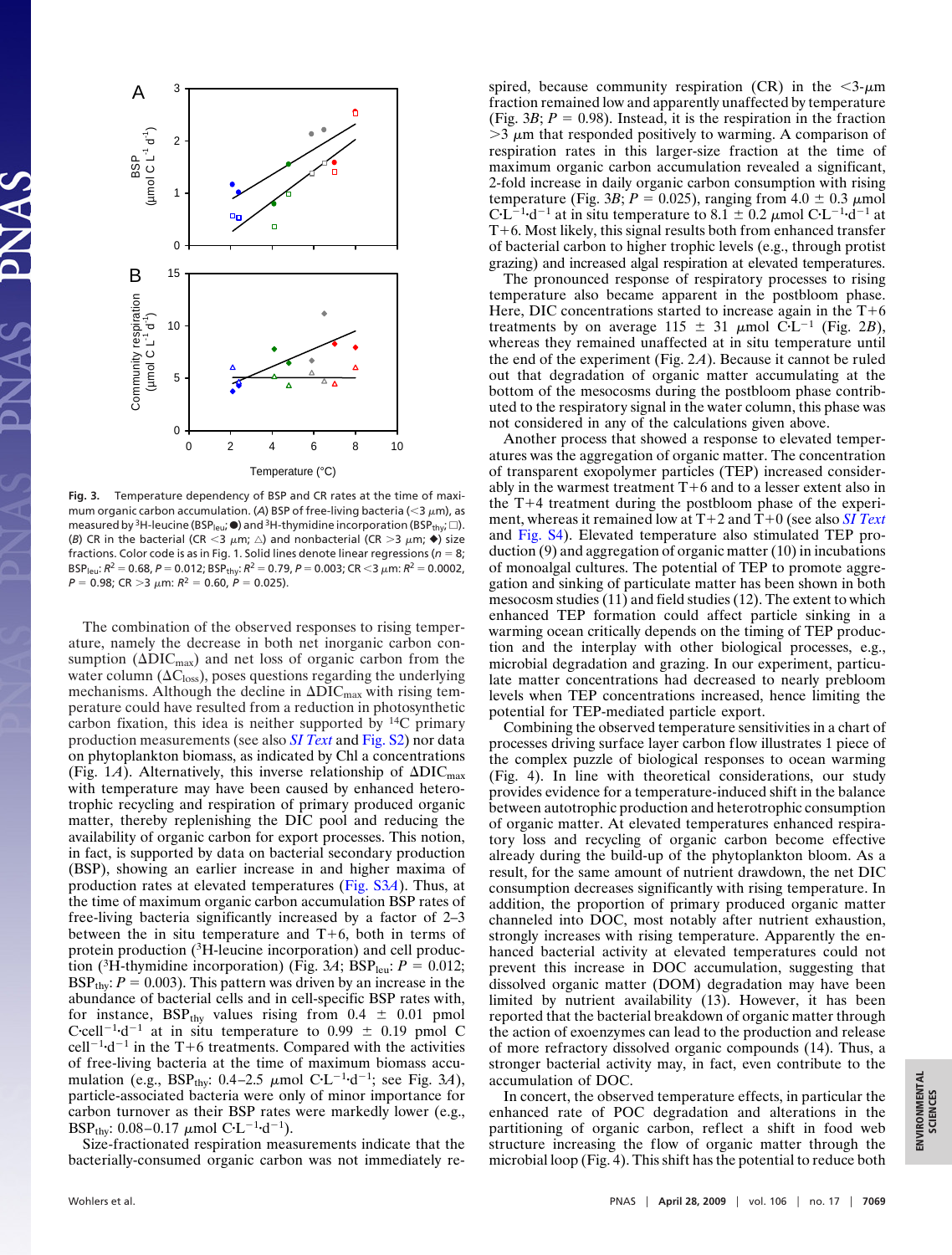Fig. 3. Temperature dependency of BSP and CR rates at the time of maximum organic carbon accumulation. (*A*) BSP of free-living bacteria (<3 μm), as measured by $^3$H-leucine ($BSP_{leu}$; ●) and $^3$H-thymidine incorporation ($BSP_{thy}$; □). (*B*) CR in the bacterial (CR <3 μm; △) and nonbacterial (CR >3 μm; ◆) size fractions. Color code is as in Fig. 1. Solid lines denote linear regressions ($n = 8$; $BSP_{leu}$: $R^2 = 0.68$, $P = 0.012$; $BSP_{thy}$: $R^2 = 0.79$, $P = 0.003$; CR <3 μm: $R^2 = 0.0002$, $P = 0.98$; CR >3 μm: $R^2 = 0.60$, $P = 0.025$).

The combination of the observed responses to rising temperature, namely the decrease in both net inorganic carbon consumption ($\Delta DIC_{max}$) and net loss of organic carbon from the water column ($\Delta C_{loss}$), poses questions regarding the underlying mechanisms. Although the decline in $\Delta DIC_{max}$ with rising temperature could have resulted from a reduction in photosynthetic carbon fixation, this idea is neither supported by $^{14}$C primary production measurements (see also *SI Text* and Fig. S2) nor data on phytoplankton biomass, as indicated by Chl a concentrations (Fig. 1*A*). Alternatively, this inverse relationship of $\Delta DIC_{max}$ with temperature may have been caused by enhanced heterotrophic recycling and respiration of primary produced organic matter, thereby replenishing the DIC pool and reducing the availability of organic carbon for export processes. This notion, in fact, is supported by data on bacterial secondary production (BSP), showing an earlier increase in and higher maxima of production rates at elevated temperatures (Fig. S3*A*). Thus, at the time of maximum organic carbon accumulation BSP rates of free-living bacteria significantly increased by a factor of 2–3 between the in situ temperature and T+6, both in terms of protein production ($^3$H-leucine incorporation) and cell production ($^3$H-thymidine incorporation) (Fig. 3*A*; $BSP_{leu}$: $P = 0.012$; $BSP_{thy}$: $P = 0.003$). This pattern was driven by an increase in the abundance of bacterial cells and in cell-specific BSP rates with, for instance, $BSP_{thy}$ values rising from 0.4 ± 0.01 pmol C·cell$^{-1}$·d$^{-1}$ at in situ temperature to 0.99 ± 0.19 pmol C cell$^{-1}$·d$^{-1}$ in the T+6 treatments. Compared with the activities of free-living bacteria at the time of maximum biomass accumulation (e.g., $BSP_{thy}$: 0.4–2.5 μmol C·L$^{-1}$·d$^{-1}$; see Fig. 3*A*), particle-associated bacteria were only of minor importance for carbon turnover as their BSP rates were markedly lower (e.g., $BSP_{thy}$: 0.08–0.17 μmol C·L$^{-1}$·d$^{-1}$).

Size-fractionated respiration measurements indicate that the bacterially-consumed organic carbon was not immediately respired, because community respiration (CR) in the <3-μm fraction remained low and apparently unaffected by temperature (Fig. 3*B*; $P = 0.98$). Instead, it is the respiration in the fraction >3 μm that responded positively to warming. A comparison of respiration rates in this larger-size fraction at the time of maximum organic carbon accumulation revealed a significant, 2-fold increase in daily organic carbon consumption with rising temperature (Fig. 3*B*; $P = 0.025$), ranging from 4.0 ± 0.3 μmol C·L$^{-1}$·d$^{-1}$ at in situ temperature to 8.1 ± 0.2 μmol C·L$^{-1}$·d$^{-1}$ at T+6. Most likely, this signal results both from enhanced transfer of bacterial carbon to higher trophic levels (e.g., through protist grazing) and increased algal respiration at elevated temperatures.

The pronounced response of respiratory processes to rising temperature also became apparent in the postbloom phase. Here, DIC concentrations started to increase again in the T+6 treatments by on average 115 ± 31 μmol C·L$^{-1}$ (Fig. 2*B*), whereas they remained unaffected at in situ temperature until the end of the experiment (Fig. 2*A*). Because it cannot be ruled out that degradation of organic matter accumulating at the bottom of the mesocosms during the postbloom phase contributed to the respiratory signal in the water column, this phase was not considered in any of the calculations given above.

Another process that showed a response to elevated temperatures was the aggregation of organic matter. The concentration of transparent exopolymer particles (TEP) increased considerably in the warmest treatment T+6 and to a lesser extent also in the T+4 treatment during the postbloom phase of the experiment, whereas it remained low at T+2 and T+0 (see also *SI Text* and Fig. S4). Elevated temperature also stimulated TEP production (9) and aggregation of organic matter (10) in incubations of monoalgal cultures. The potential of TEP to promote aggregation and sinking of particulate matter has been shown in both mesocosm studies (11) and field studies (12). The extent to which enhanced TEP formation could affect particle sinking in a warming ocean critically depends on the timing of TEP production and the interplay with other biological processes, e.g., microbial degradation and grazing. In our experiment, particulate matter concentrations had decreased to nearly prebloom levels when TEP concentrations increased, hence limiting the potential for TEP-mediated particle export.

Combining the observed temperature sensitivities in a chart of processes driving surface layer carbon flow illustrates 1 piece of the complex puzzle of biological responses to ocean warming (Fig. 4). In line with theoretical considerations, our study provides evidence for a temperature-induced shift in the balance between autotrophic production and heterotrophic consumption of organic matter. At elevated temperatures enhanced respiratory loss and recycling of organic carbon become effective already during the build-up of the phytoplankton bloom. As a result, for the same amount of nutrient drawdown, the net DIC consumption decreases significantly with rising temperature. In addition, the proportion of primary produced organic matter channeled into DOC, most notably after nutrient exhaustion, strongly increases with rising temperature. Apparently the enhanced bacterial activity at elevated temperatures could not prevent this increase in DOC accumulation, suggesting that dissolved organic matter (DOM) degradation may have been limited by nutrient availability (13). However, it has been reported that the bacterial breakdown of organic matter through the action of exoenzymes can lead to the production and release of more refractory dissolved organic compounds (14). Thus, a stronger bacterial activity may, in fact, even contribute to the accumulation of DOC.

In concert, the observed temperature effects, in particular the enhanced rate of POC degradation and alterations in the partitioning of organic carbon, reflect a shift in food web structure increasing the flow of organic matter through the microbial loop (Fig. 4). This shift has the potential to reduce both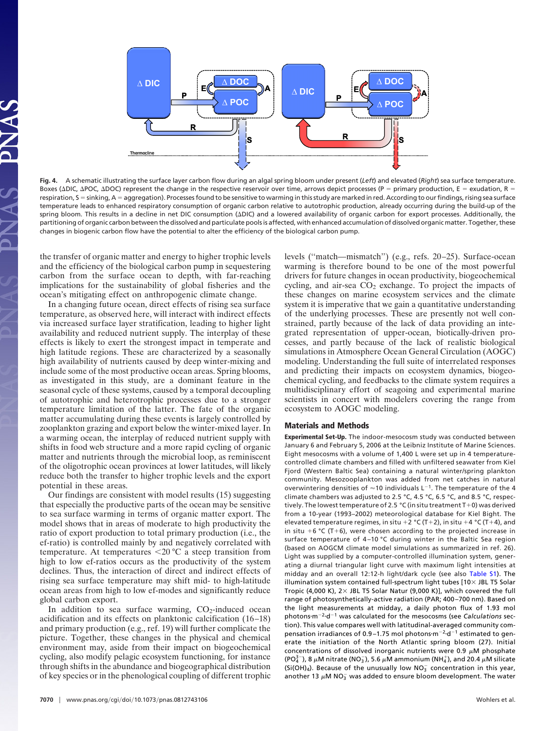**Fig. 4.** A schematic illustrating the surface layer carbon flow during an algal spring bloom under present (*Left*) and elevated (*Right*) sea surface temperature. Boxes (ΔDIC, ΔPOC, ΔDOC) represent the change in the respective reservoir over time, arrows depict processes (P = primary production, E = exudation, R = respiration, S = sinking, A = aggregation). Processes found to be sensitive to warming in this study are marked in red. According to our findings, rising sea surface temperature leads to enhanced respiratory consumption of organic carbon relative to autotrophic production, already occurring during the build-up of the spring bloom. This results in a decline in net DIC consumption (ΔDIC) and a lowered availability of organic carbon for export processes. Additionally, the partitioning of organic carbon between the dissolved and particulate pools is affected, with enhanced accumulation of dissolved organic matter. Together, these changes in biogenic carbon flow have the potential to alter the efficiency of the biological carbon pump.

the transfer of organic matter and energy to higher trophic levels and the efficiency of the biological carbon pump in sequestering carbon from the surface ocean to depth, with far-reaching implications for the sustainability of global fisheries and the ocean's mitigating effect on anthropogenic climate change.

In a changing future ocean, direct effects of rising sea surface temperature, as observed here, will interact with indirect effects via increased surface layer stratification, leading to higher light availability and reduced nutrient supply. The interplay of these effects is likely to exert the strongest impact in temperate and high latitude regions. These are characterized by a seasonally high availability of nutrients caused by deep winter-mixing and include some of the most productive ocean areas. Spring blooms, as investigated in this study, are a dominant feature in the seasonal cycle of these systems, caused by a temporal decoupling of autotrophic and heterotrophic processes due to a stronger temperature limitation of the latter. The fate of the organic matter accumulating during these events is largely controlled by zooplankton grazing and export below the winter-mixed layer. In a warming ocean, the interplay of reduced nutrient supply with shifts in food web structure and a more rapid cycling of organic matter and nutrients through the microbial loop, as reminiscent of the oligotrophic ocean provinces at lower latitudes, will likely reduce both the transfer to higher trophic levels and the export potential in these areas.

Our findings are consistent with model results (15) suggesting that especially the productive parts of the ocean may be sensitive to sea surface warming in terms of organic matter export. The model shows that in areas of moderate to high productivity the ratio of export production to total primary production (i.e., the ef-ratio) is controlled mainly by and negatively correlated with temperature. At temperatures <20 °C a steep transition from high to low ef-ratios occurs as the productivity of the system declines. Thus, the interaction of direct and indirect effects of rising sea surface temperature may shift mid- to high-latitude ocean areas from high to low ef-modes and significantly reduce global carbon export.

In addition to sea surface warming, $CO_2$-induced ocean acidification and its effects on planktonic calcification (16–18) and primary production (e.g., ref. 19) will further complicate the picture. Together, these changes in the physical and chemical environment may, aside from their impact on biogeochemical cycling, also modify pelagic ecosystem functioning, for instance through shifts in the abundance and biogeographical distribution of key species or in the phenological coupling of different trophic levels ("match—mismatch") (e.g., refs. 20–25). Surface-ocean warming is therefore bound to be one of the most powerful drivers for future changes in ocean productivity, biogeochemical cycling, and air-sea $CO_2$ exchange. To project the impacts of these changes on marine ecosystem services and the climate system it is imperative that we gain a quantitative understanding of the underlying processes. These are presently not well constrained, partly because of the lack of data providing an integrated representation of upper-ocean, biotically-driven processes, and partly because of the lack of realistic biological simulations in Atmosphere Ocean General Circulation (AOGC) modeling. Understanding the full suite of interrelated responses and predicting their impacts on ecosystem dynamics, biogeochemical cycling, and feedbacks to the climate system requires a multidisciplinary effort of seagoing and experimental marine scientists in concert with modelers covering the range from ecosystem to AOGC modeling.

## Materials and Methods

**Experimental Set-Up.** The indoor-mesocosm study was conducted between January 6 and February 5, 2006 at the Leibniz Institute of Marine Sciences. Eight mesocosms with a volume of 1,400 L were set up in 4 temperature-controlled climate chambers and filled with unfiltered seawater from Kiel Fjord (Western Baltic Sea) containing a natural winter/spring plankton community. Mesozooplankton was added from net catches in natural overwintering densities of ≈10 individuals $L^{-1}$. The temperature of the 4 climate chambers was adjusted to 2.5 °C, 4.5 °C, 6.5 °C, and 8.5 °C, respectively. The lowest temperature of 2.5 °C (in situ treatment T+0) was derived from a 10-year (1993–2002) meteorological database for Kiel Bight. The elevated temperature regimes, in situ +2 °C (T+2), in situ +4 °C (T+4), and in situ +6 °C (T+6), were chosen according to the projected increase in surface temperature of 4–10 °C during winter in the Baltic Sea region (based on AOGCM climate model simulations as summarized in ref. 26). Light was supplied by a computer-controlled illumination system, generating a diurnal triangular light curve with maximum light intensities at midday and an overall 12:12-h light/dark cycle (see also Table S1). The illumination system contained full-spectrum light tubes [10× JBL T5 Solar Tropic (4,000 K), 2× JBL T5 Solar Natur (9,000 K)], which covered the full range of photosynthetically-active radiation (PAR; 400–700 nm). Based on the light measurements at midday, a daily photon flux of 1.93 mol photons·$m^{-2}$·$d^{-1}$ was calculated for the mesocosms (see *Calculations* section). This value compares well with latitudinal-averaged community compensation irradiances of 0.9–1.75 mol photons·$m^{-2}$·$d^{-1}$ estimated to generate the initiation of the North Atlantic spring bloom (27). Initial concentrations of dissolved inorganic nutrients were 0.9 μM phosphate ($PO_4^{3-}$), 8 μM nitrate ($NO_3^-$), 5.6 μM ammonium ($NH_4^+$), and 20.4 μM silicate ($Si(OH)_4$). Because of the unusually low $NO_3^-$ concentration in this year, another 13 μM $NO_3^-$ was added to ensure bloom development. The water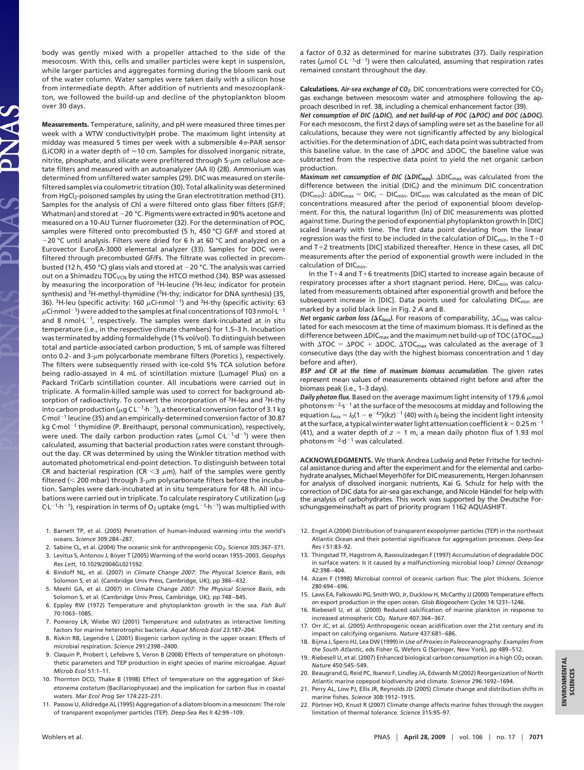body was gently mixed with a propeller attached to the side of the mesocosm. With this, cells and smaller particles were kept in suspension, while larger particles and aggregates forming during the bloom sank out of the water column. Water samples were taken daily with a silicon hose from intermediate depth. After addition of nutrients and mesozooplankton, we followed the build-up and decline of the phytoplankton bloom over 30 days.

**Measurements.** Temperature, salinity, and pH were measured three times per week with a WTW conductivity/pH probe. The maximum light intensity at midday was measured 5 times per week with a submersible 4π-PAR sensor (LiCOR) in a water depth of ≈10 cm. Samples for dissolved inorganic nitrate, nitrite, phosphate, and silicate were prefiltered through 5-μm cellulose acetate filters and measured with an autoanalyzer (AA II) (28). Ammonium was determined from unfiltered water samples (29). DIC was measured on sterile-filtered samples via coulometric titration (30). Total alkalinity was determined from $HgCl_2$-poisoned samples by using the Gran electrotitration method (31). Samples for the analysis of Chl a were filtered onto glass fiber filters (GF/F; Whatman) and stored at −20 °C. Pigments were extracted in 90% acetone and measured on a 10-AU Turner fluorometer (32). For the determination of POC, samples were filtered onto precombusted (5 h, 450 °C) GF/F and stored at −20 °C until analysis. Filters were dried for 6 h at 60 °C and analyzed on a Eurovector EuroEA-3000 elemental analyzer (33). Samples for DOC were filtered through precombusted GF/Fs. The filtrate was collected in precombusted (12 h, 450 °C) glass vials and stored at −20 °C. The analysis was carried out on a Shimadzu $TOC_{VCN}$ by using the HTCO method (34). BSP was assessed by measuring the incorporation of $^3$H-leucine ($^3$H-leu; indicator for protein synthesis) and $^3$H-methyl-thymidine ($^3$H-thy; indicator for DNA synthesis) (35, 36). $^3$H-leu (specific activity: 160 $\mu$Ci·nmol$^{-1}$) and $^3$H-thy (specific activity: 63 $\mu$Ci·nmol$^{-1}$) were added to the samples at final concentrations of 103 nmol·L$^{-1}$ and 8 nmol·L$^{-1}$, respectively. The samples were dark-incubated at in situ temperature (i.e., in the respective climate chambers) for 1.5–3 h. Incubation was terminated by adding formaldehyde (1% vol/vol). To distinguish between total and particle-associated carbon production, 5 mL of sample was filtered onto 0.2- and 3-μm polycarbonate membrane filters (Poretics ), respectively. The filters were subsequently rinsed with ice-cold 5% TCA solution before being radio-assayed in 4 mL of scintillation mixture (Lumagel Plus) on a Packard TriCarb scintillation counter. All incubations were carried out in triplicate. A formalin-killed sample was used to correct for background absorption of radioactivity. To convert the incorporation of $^3$H-leu and $^3$H-thy into carbon production ($\mu$g C L$^{-1}$·h$^{-1}$), a theoretical conversion factor of 3.1 kg C·mol$^{-1}$ leucine (35) and an empirically-determined conversion factor of 30.87 kg C·mol$^{-1}$ thymidine (P. Breithaupt, personal communication), respectively, were used. The daily carbon production rates ($\mu$mol C·L$^{-1}$·d$^{-1}$) were then calculated, assuming that bacterial production rates were constant throughout the day. CR was determined by using the Winkler titration method with automated photometrical end-point detection. To distinguish between total CR and bacterial respiration (CR <3 μm), half of the samples were gently filtered (< 200 mbar) through 3-μm polycarbonate filters before the incubation. Samples were dark-incubated at in situ temperature for 48 h. All incubations were carried out in triplicate. To calculate respiratory C utilization ($\mu$g C·L$^{-1}$·h$^{-1}$), respiration in terms of $O_2$ uptake (mg·L$^{-1}$·h$^{-1}$) was multiplied with a factor of 0.32 as determined for marine substrates (37). Daily respiration rates ($\mu$mol C·L$^{-1}$·d$^{-1}$) were then calculated, assuming that respiration rates remained constant throughout the day.

**Calculations.** ***Air-sea exchange of $CO_2$.*** DIC concentrations were corrected for $CO_2$ gas exchange between mesocosm water and atmosphere following the approach described in ref. 38, including a chemical enhancement factor (39).

***Net consumption of DIC (ΔDIC), and net build-up of POC (ΔPOC) and DOC (ΔDOC).*** For each mesocosm, the first 2 days of sampling were set as the baseline for all calculations, because they were not significantly affected by any biological activities. For the determination of ΔDIC, each data point was subtracted from this baseline value. In the case of ΔPOC and ΔDOC, the baseline value was subtracted from the respective data point to yield the net organic carbon production.

***Maximum net consumption of DIC ($\Delta DIC_{max}$).*** $\Delta DIC_{max}$ was calculated from the difference between the initial ($DIC_i$) and the minimum DIC concentration ($DIC_{min}$): $\Delta DIC_{max} = DIC_i - DIC_{min}$. $DIC_{min}$ was calculated as the mean of DIC concentrations measured after the period of exponential bloom development. For this, the natural logarithm (ln) of DIC measurements was plotted against time. During the period of exponential phytoplankton growth ln [DIC] scaled linearly with time. The first data point deviating from the linear regression was the first to be included in the calculation of $DIC_{min}$. In the T+0 and T+2 treatments [DIC] stabilized thereafter. Hence in these cases, all DIC measurements after the period of exponential growth were included in the calculation of $DIC_{min}$.

In the T+4 and T+6 treatments [DIC] started to increase again because of respiratory processes after a short stagnant period. Here, $DIC_{min}$ was calculated from measurements obtained after exponential growth and before the subsequent increase in [DIC]. Data points used for calculating $DIC_{min}$ are marked by a solid black line in Fig. 2 *A* and B.

***Net organic carbon loss ($\Delta C_{loss}$).*** For reasons of comparability, $\Delta C_{loss}$ was calculated for each mesocosm at the time of maximum biomass. It is defined as the difference between $\Delta DIC_{max}$ and the maximum net build-up of TOC ($\Delta TOC_{max}$) with $\Delta TOC = \Delta POC + \Delta DOC$. $\Delta TOC_{max}$ was calculated as the average of 3 consecutive days (the day with the highest biomass concentration and 1 day before and after).

***BSP and CR at the time of maximum biomass accumulation.*** The given rates represent mean values of measurements obtained right before and after the biomass peak (i.e., 1–3 days).

***Daily photon flux.*** Based on the average maximum light intensity of 179.6 $\mu$mol photons·m$^{-2}$·s$^{-1}$ at the surface of the mesocosms at midday and following the equation $I_{mix} = I_0(1 - e^{-kz})(kz)^{-1}$ (40) with $I_0$ being the incident light intensity at the surface, a typical winter water light attenuation coefficient $k = 0.25$ m$^{-1}$ (41), and a water depth of $z = 1$ m, a mean daily photon flux of 1.93 mol photons·m$^{-2}$·d$^{-1}$ was calculated.

**ACKNOWLEDGMENTS.** We thank Andrea Ludwig and Peter Fritsche for technical assistance during and after the experiment and for the elemental and carbohydrate analyses, Michael Meyerhöfer for DIC measurements, Hergen Johannsen for analysis of dissolved inorganic nutrients, Kai G. Schulz for help with the correction of DIC data for air-sea gas exchange, and Nicole Händel for help with the analysis of carbohydrates. This work was supported by the Deutsche Forschungsgemeinschaft as part of priority program 1162 AQUASHIFT.

1. Barnett TP, et al. (2005) Penetration of human-induced warming into the world's oceans. *Science* 309:284–287.
2. Sabine CL, et al. (2004) The oceanic sink for anthropogenic $CO_2$. *Science* 305:367–371.
3. Levitus S, Antonov J, Boyer T (2005) Warming of the world ocean 1955–2003. *Geophys Res Lett*, 10.1029/2004GL021592.
4. Bindoff NL, et al. (2007) in *Climate Change 2007: The Physical Science Basis*, eds Solomon S, et al. (Cambridge Univ Press, Cambridge, UK), pp 386–432.
5. Meehl GA, et al. (2007) in *Climate Change 2007: The Physical Science Basis*, eds Solomon S, et al. (Cambridge Univ Press, Cambridge, UK), pp 748–845.
6. Eppley RW (1972) Temperature and phytoplankton growth in the sea. *Fish Bull* 70:1063–1085.
7. Pomeroy LR, Wiebe WJ (2001) Temperature and substrates as interactive limiting factors for marine heterotrophic bacteria. *Aquat Microb Ecol* 23:187–204.
8. Rivkin RB, Legendre L (2001) Biogenic carbon cycling in the upper ocean: Effects of microbial respiration. *Science* 291:2398–2400.
9. Claquin P, Probert I, Lefebvre S, Veron B (2008) Effects of temperature on photosynthetic parameters and TEP production in eight species of marine microalgae. *Aquat Microb Ecol* 51:1–11.
10. Thornton DCO, Thake B (1998) Effect of temperature on the aggregation of *Skeletonema costatum* (Bacillariophyceae) and the implication for carbon flux in coastal waters. *Mar Ecol Prog Ser* 174:223–231.
11. Passow U, Alldredge AL (1995) Aggregation of a diatom bloom in a mesocosm: The role of transparent exopolymer particles (TEP). *Deep-Sea Res II* 42:99–109.
12. Engel A (2004) Distribution of transparent exopolymer particles (TEP) in the northeast Atlantic Ocean and their potential significance for aggregation processes. *Deep-Sea Res I* 51:83–92.
13. Thingstad TF, Hagstrom A, Rassoulzadegan F (1997) Accumulation of degradable DOC in surface waters: Is it caused by a malfunctioning microbial loop? *Limnol Oceanogr* 42:398–404.
14. Azam F (1998) Microbial control of oceanic carbon flux: The plot thickens. *Science* 280:694–696.
15. Laws EA, Falkowski PG, Smith WO, Jr, Ducklow H, McCarthy JJ (2000) Temperature effects on export production in the open ocean. *Glob Biogeochem Cycles* 14:1231–1246.
16. Riebesell U, et al. (2000) Reduced calcification of marine plankton in response to increased atmospheric $CO_2$. *Nature* 407:364–367.
17. Orr JC, et al. (2005) Anthropogenic ocean acidification over the 21st century and its impact on calcifying organisms. *Nature* 437:681–686.
18. Bijma J, Spero HJ, Lea DW (1999) in *Use of Proxies in Paleoceanography: Examples from the South Atlantic*, eds Fisher G, Wefers G (Springer, New York), pp 489–512.
19. Riebesell U, et al. (2007) Enhanced biological carbon consumption in a high $CO_2$ ocean. *Nature* 450:545–549.
20. Beaugrand G, Reid PC, Ibanez F, Lindley JA, Edwards M (2002) Reorganization of North Atlantic marine copepod biodiversity and climate. *Science* 296:1692–1694.
21. Perry AL, Low PJ, Ellis JR, Reynolds JD (2005) Climate change and distribution shifts in marine fishes. *Science* 308:1912–1915.
22. Pörtner HO, Knust R (2007) Climate change affects marine fishes through the oxygen limitation of thermal tolerance. *Science* 315:95–97.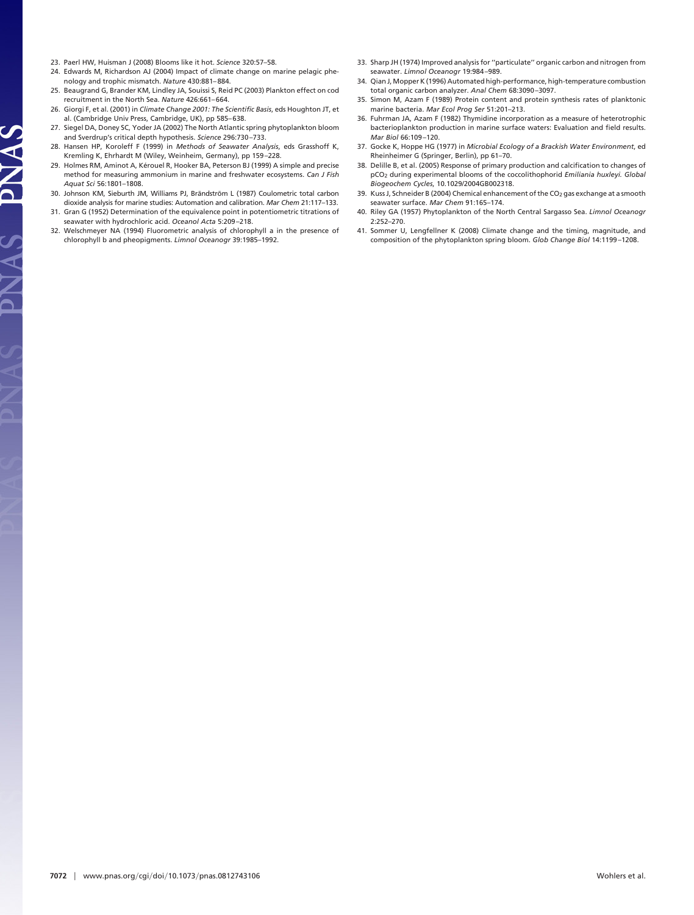23. Paerl HW, Huisman J (2008) Blooms like it hot. *Science* 320:57–58.
24. Edwards M, Richardson AJ (2004) Impact of climate change on marine pelagic phenology and trophic mismatch. *Nature* 430:881–884.
25. Beaugrand G, Brander KM, Lindley JA, Souissi S, Reid PC (2003) Plankton effect on cod recruitment in the North Sea. *Nature* 426:661–664.
26. Giorgi F, et al. (2001) in *Climate Change 2001: The Scientific Basis*, eds Houghton JT, et al. (Cambridge Univ Press, Cambridge, UK), pp 585–638.
27. Siegel DA, Doney SC, Yoder JA (2002) The North Atlantic spring phytoplankton bloom and Sverdrup's critical depth hypothesis. *Science* 296:730–733.
28. Hansen HP, Koroleff F (1999) in *Methods of Seawater Analysis*, eds Grasshoff K, Kremling K, Ehrhardt M (Wiley, Weinheim, Germany), pp 159–228.
29. Holmes RM, Aminot A, Kérouel R, Hooker BA, Peterson BJ (1999) A simple and precise method for measuring ammonium in marine and freshwater ecosystems. *Can J Fish Aquat Sci* 56:1801–1808.
30. Johnson KM, Sieburth JM, Williams PJ, Brändström L (1987) Coulometric total carbon dioxide analysis for marine studies: Automation and calibration. *Mar Chem* 21:117–133.
31. Gran G (1952) Determination of the equivalence point in potentiometric titrations of seawater with hydrochloric acid. *Oceanol Acta* 5:209–218.
32. Welschmeyer NA (1994) Fluorometric analysis of chlorophyll a in the presence of chlorophyll b and pheopigments. *Limnol Oceanogr* 39:1985–1992.
33. Sharp JH (1974) Improved analysis for ''particulate'' organic carbon and nitrogen from seawater. *Limnol Oceanogr* 19:984–989.
34. Qian J, Mopper K (1996) Automated high-performance, high-temperature combustion total organic carbon analyzer. *Anal Chem* 68:3090–3097.
35. Simon M, Azam F (1989) Protein content and protein synthesis rates of planktonic marine bacteria. *Mar Ecol Prog Ser* 51:201–213.
36. Fuhrman JA, Azam F (1982) Thymidine incorporation as a measure of heterotrophic bacterioplankton production in marine surface waters: Evaluation and field results. *Mar Biol* 66:109–120.
37. Gocke K, Hoppe HG (1977) in *Microbial Ecology of a Brackish Water Environment*, ed Rheinheimer G (Springer, Berlin), pp 61–70.
38. Delille B, et al. (2005) Response of primary production and calcification to changes of $pCO_2$ during experimental blooms of the coccolithophorid *Emiliania huxleyi*. *Global Biogeochem Cycles*, 10.1029/2004GB002318.
39. Kuss J, Schneider B (2004) Chemical enhancement of the $CO_2$ gas exchange at a smooth seawater surface. *Mar Chem* 91:165–174.
40. Riley GA (1957) Phytoplankton of the North Central Sargasso Sea. *Limnol Oceanogr* 2:252–270.
41. Sommer U, Lengfellner K (2008) Climate change and the timing, magnitude, and composition of the phytoplankton spring bloom. *Glob Change Biol* 14:1199–1208.